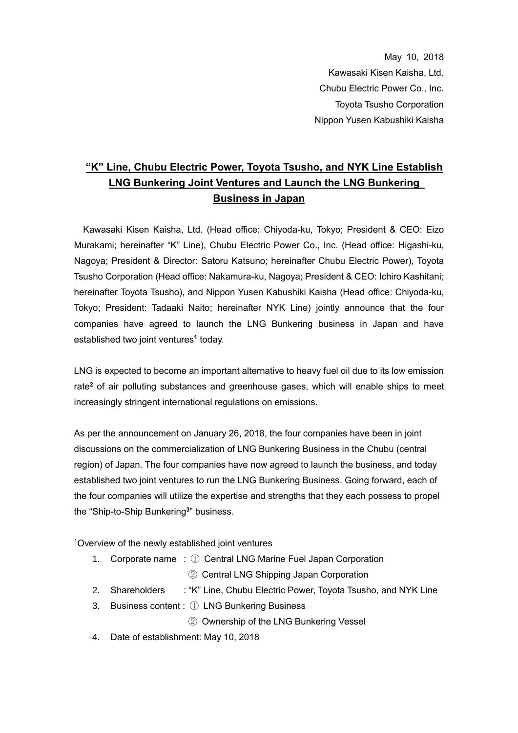May 10, 2018
Kawasaki Kisen Kaisha, Ltd.
Chubu Electric Power Co., Inc.
Toyota Tsusho Corporation
Nippon Yusen Kabushiki Kaisha

# "K" Line, Chubu Electric Power, Toyota Tsusho, and NYK Line Establish LNG Bunkering Joint Ventures and Launch the LNG Bunkering Business in Japan

Kawasaki Kisen Kaisha, Ltd. (Head office: Chiyoda-ku, Tokyo; President & CEO: Eizo Murakami; hereinafter "K" Line), Chubu Electric Power Co., Inc. (Head office: Higashi-ku, Nagoya; President & Director: Satoru Katsuno; hereinafter Chubu Electric Power), Toyota Tsusho Corporation (Head office: Nakamura-ku, Nagoya; President & CEO: Ichiro Kashitani; hereinafter Toyota Tsusho), and Nippon Yusen Kabushiki Kaisha (Head office: Chiyoda-ku, Tokyo; President: Tadaaki Naito; hereinafter NYK Line) jointly announce that the four companies have agreed to launch the LNG Bunkering business in Japan and have established two joint ventures[1] today.

LNG is expected to become an important alternative to heavy fuel oil due to its low emission rate[2] of air polluting substances and greenhouse gases, which will enable ships to meet increasingly stringent international regulations on emissions.

As per the announcement on January 26, 2018, the four companies have been in joint discussions on the commercialization of LNG Bunkering Business in the Chubu (central region) of Japan. The four companies have now agreed to launch the business, and today established two joint ventures to run the LNG Bunkering Business. Going forward, each of the four companies will utilize the expertise and strengths that they each possess to propel the "Ship-to-Ship Bunkering[3]" business.

[1]Overview of the newly established joint ventures

1. Corporate name : ① Central LNG Marine Fuel Japan Corporation
   ② Central LNG Shipping Japan Corporation
2. Shareholders : "K" Line, Chubu Electric Power, Toyota Tsusho, and NYK Line
3. Business content : ① LNG Bunkering Business
   ② Ownership of the LNG Bunkering Vessel
4. Date of establishment: May 10, 2018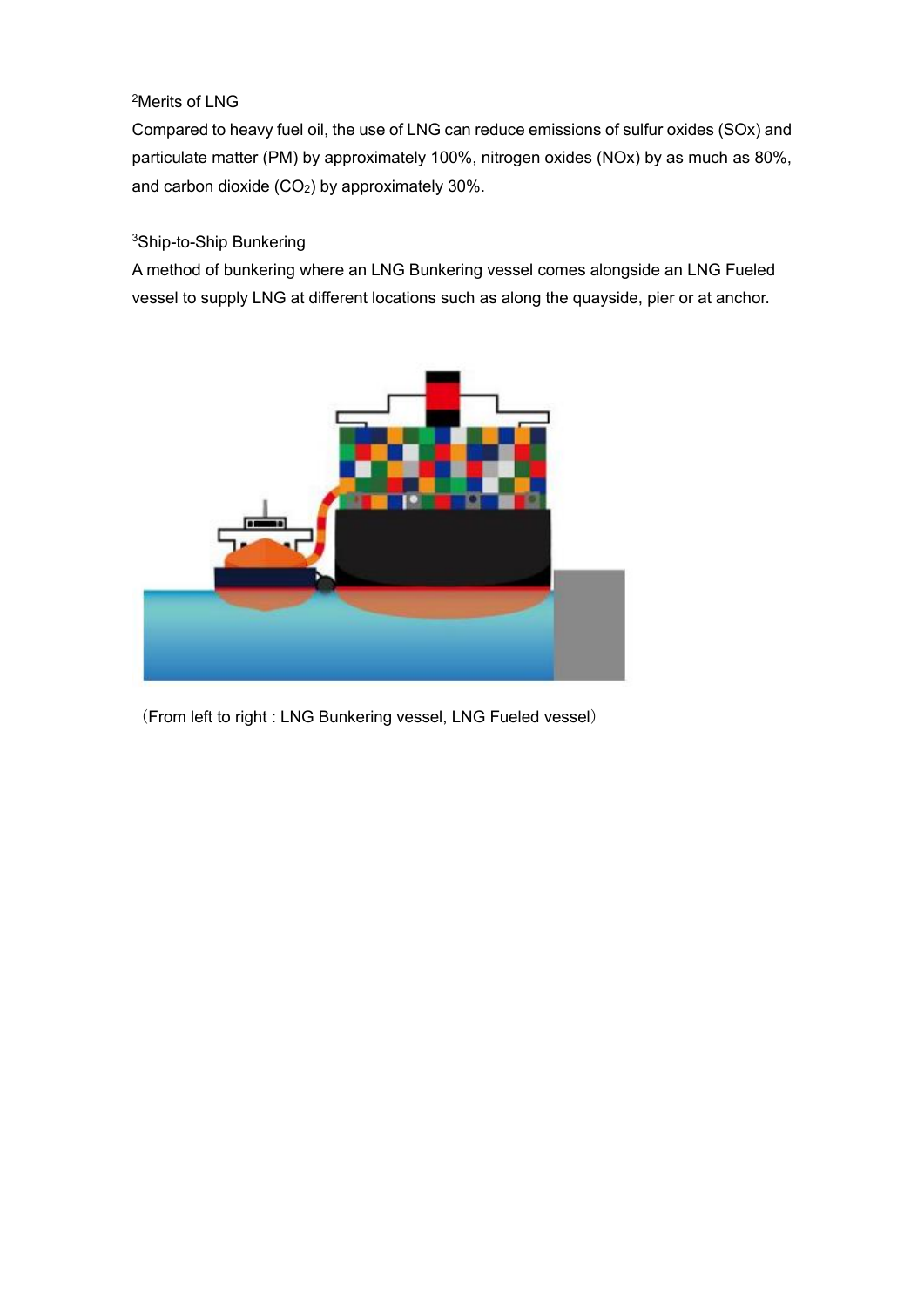[2]Merits of LNG

Compared to heavy fuel oil, the use of LNG can reduce emissions of sulfur oxides (SOx) and particulate matter (PM) by approximately 100%, nitrogen oxides (NOx) by as much as 80%, and carbon dioxide ($CO_2$) by approximately 30%.

[3]Ship-to-Ship Bunkering

A method of bunkering where an LNG Bunkering vessel comes alongside an LNG Fueled vessel to supply LNG at different locations such as along the quayside, pier or at anchor.

（From left to right : LNG Bunkering vessel, LNG Fueled vessel）